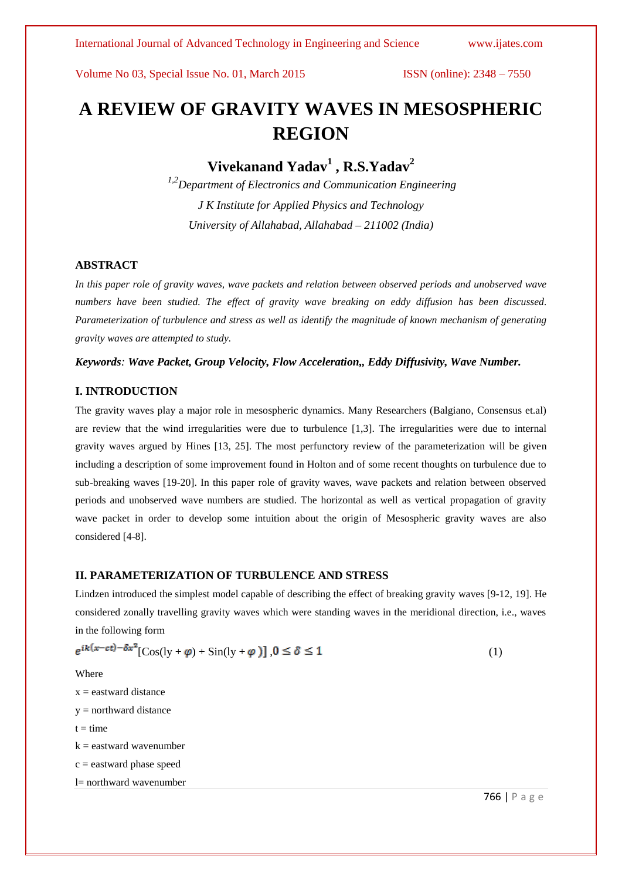# A REVIEW OF GRAVITY WAVES IN MESOSPHERIC REGION

## Vivekanand Yadav[1] , R.S.Yadav[2]

*[1,2]Department of Electronics and Communication Engineering*

*J K Institute for Applied Physics and Technology*

*University of Allahabad, Allahabad – 211002 (India)*

### ABSTRACT

*In this paper role of gravity waves, wave packets and relation between observed periods and unobserved wave numbers have been studied. The effect of gravity wave breaking on eddy diffusion has been discussed. Parameterization of turbulence and stress as well as identify the magnitude of known mechanism of generating gravity waves are attempted to study.*

***Keywords**: Wave Packet, Group Velocity, Flow Acceleration,, Eddy Diffusivity, Wave Number.*

### I. INTRODUCTION

The gravity waves play a major role in mesospheric dynamics. Many Researchers (Balgiano, Consensus et.al) are review that the wind irregularities were due to turbulence [1,3]. The irregularities were due to internal gravity waves argued by Hines [13, 25]. The most perfunctory review of the parameterization will be given including a description of some improvement found in Holton and of some recent thoughts on turbulence due to sub-breaking waves [19-20]. In this paper role of gravity waves, wave packets and relation between observed periods and unobserved wave numbers are studied. The horizontal as well as vertical propagation of gravity wave packet in order to develop some intuition about the origin of Mesospheric gravity waves are also considered [4-8].

### II. PARAMETERIZATION OF TURBULENCE AND STRESS

Lindzen introduced the simplest model capable of describing the effect of breaking gravity waves [9-12, 19]. He considered zonally travelling gravity waves which were standing waves in the meridional direction, i.e., waves in the following form

$$e^{ik(x-ct)-\delta x^2}[\text{Cos}(ly+\varphi)+\text{Sin}(ly+\varphi)],\ 0\leq\delta\leq 1 \quad (1)$$

Where

x = eastward distance

y = northward distance

t = time

k = eastward wavenumber

c = eastward phase speed

l= northward wavenumber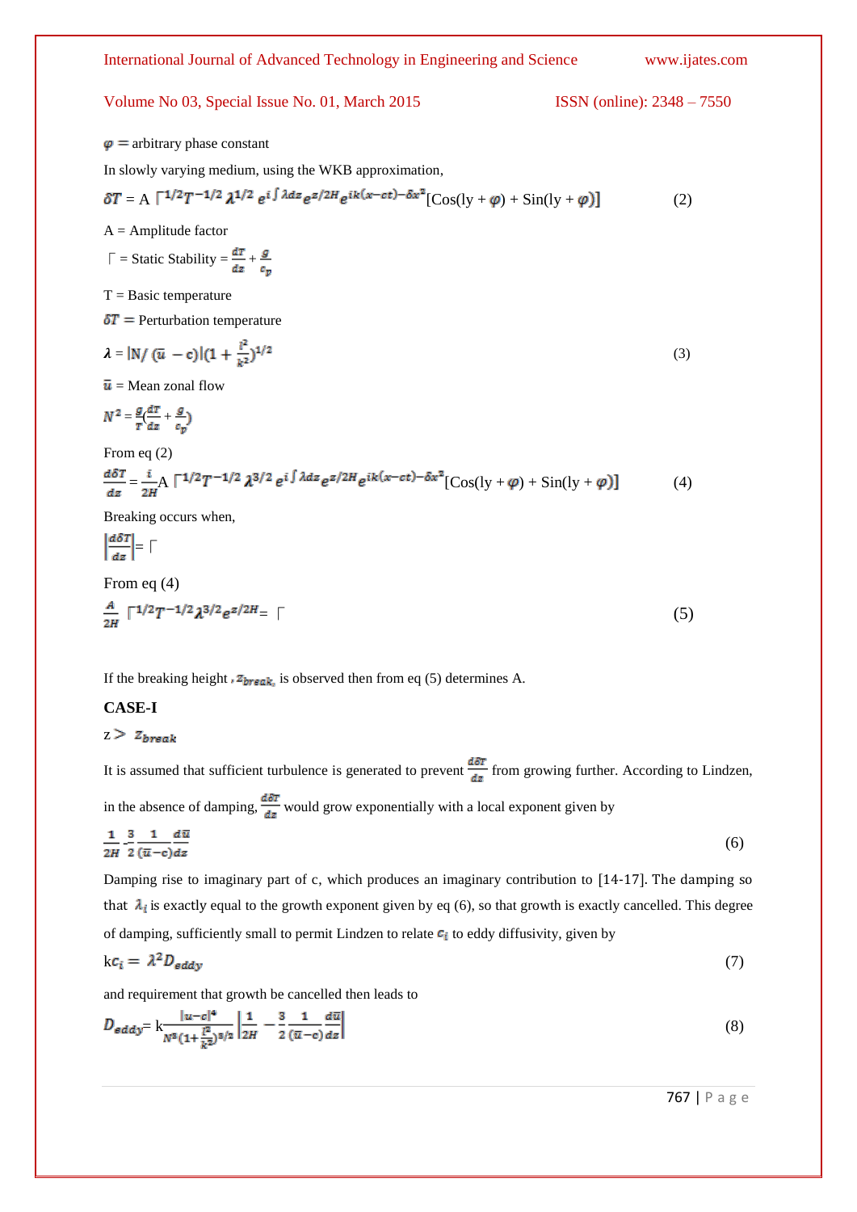$\varphi =$ arbitrary phase constant

In slowly varying medium, using the WKB approximation,

$$\delta T = A\ \Gamma^{1/2} T^{-1/2}\, \lambda^{1/2}\, e^{i\int \lambda dz} e^{z/2H} e^{ik(x-ct)-\delta x^2}[\mathrm{Cos}(ly+\varphi) + \mathrm{Sin}(ly+\varphi)] \tag{2}$$

A = Amplitude factor

$\Gamma$ = Static Stability = $\frac{dT}{dz} + \frac{g}{c_p}$

T = Basic temperature

$\delta T =$ Perturbation temperature

$$\lambda = |N/(\bar{u} - c)|(1 + \frac{l^2}{k^2})^{1/2} \tag{3}$$

$\bar{u}$ = Mean zonal flow

$N^2 = \frac{g}{T}(\frac{dT}{dz} + \frac{g}{c_p})$

From eq (2)

$$\frac{d\delta T}{dz} = \frac{i}{2H} A\ \Gamma^{1/2} T^{-1/2}\, \lambda^{3/2}\, e^{i\int \lambda dz} e^{z/2H} e^{ik(x-ct)-\delta x^2}[\mathrm{Cos}(ly+\varphi) + \mathrm{Sin}(ly+\varphi)] \tag{4}$$

Breaking occurs when,

$$\left|\frac{d\delta T}{dz}\right| = \Gamma$$

From eq (4)

$$\frac{A}{2H}\ \Gamma^{1/2} T^{-1/2} \lambda^{3/2} e^{z/2H} = \Gamma \tag{5}$$

If the breaking height , $z_{break}$, is observed then from eq (5) determines A.

**CASE-I**

$z > z_{break}$

It is assumed that sufficient turbulence is generated to prevent $\frac{d\delta T}{dz}$ from growing further. According to Lindzen, in the absence of damping, $\frac{d\delta T}{dz}$ would grow exponentially with a local exponent given by

$$\frac{1}{2H} - \frac{3}{2}\frac{1}{(\bar{u}-c)}\frac{d\bar{u}}{dz} \tag{6}$$

Damping rise to imaginary part of c, which produces an imaginary contribution to [14-17]. The damping so that $\lambda_i$ is exactly equal to the growth exponent given by eq (6), so that growth is exactly cancelled. This degree of damping, sufficiently small to permit Lindzen to relate $c_i$ to eddy diffusivity, given by

$$kc_i = \lambda^2 D_{eddy} \tag{7}$$

and requirement that growth be cancelled then leads to

$$D_{eddy} = k\frac{|u-c|^4}{N^3(1+\frac{l^2}{k^2})^{3/2}}\left|\frac{1}{2H} - \frac{3}{2}\frac{1}{(\bar{u}-c)}\frac{d\bar{u}}{dz}\right| \tag{8}$$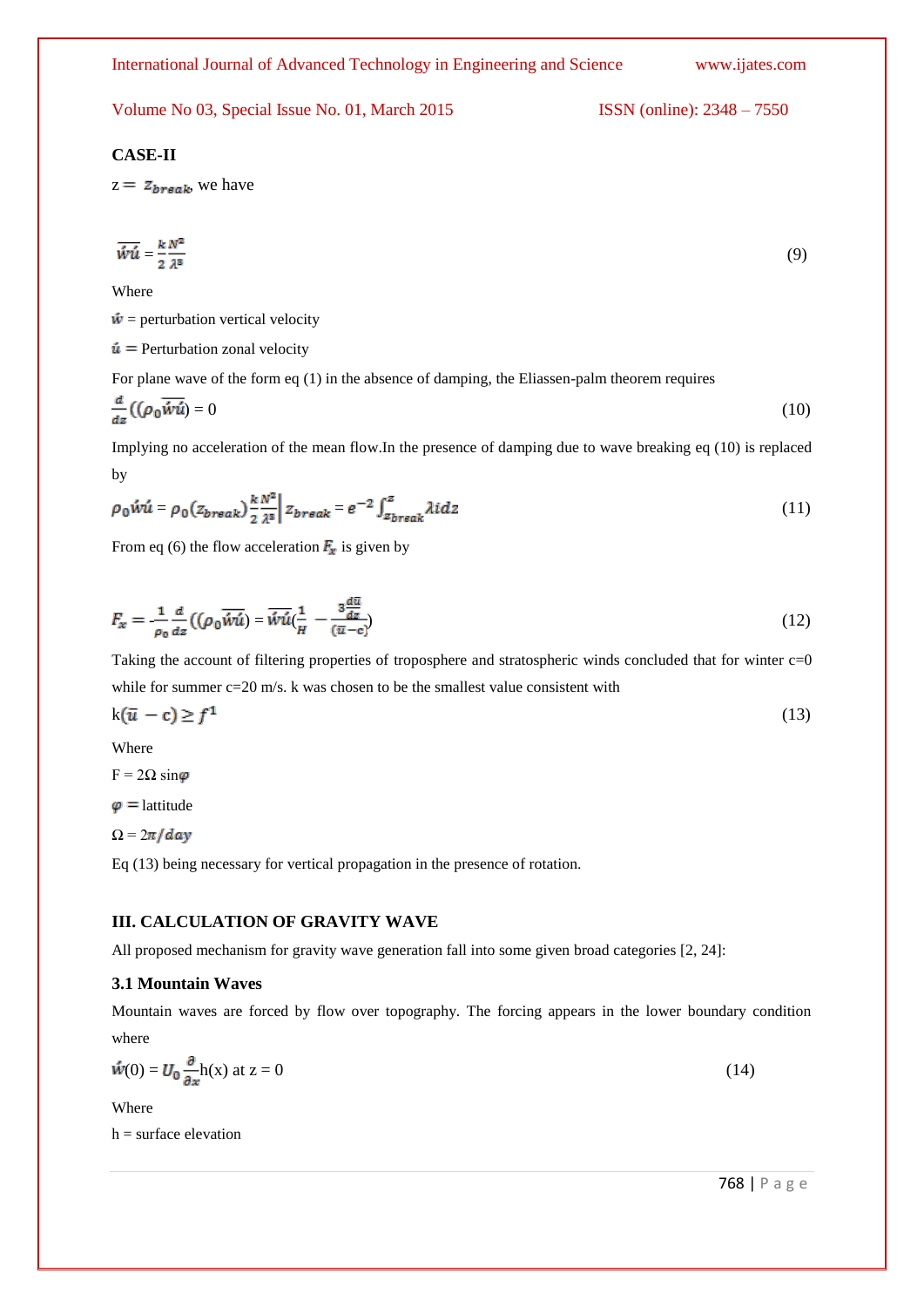**CASE-II**

$z = z_{break}$, we have

$$\overline{\acute{w}\acute{u}} = \frac{k}{2}\frac{N^2}{\lambda^3} \tag{9}$$

Where

$\acute{w}$ = perturbation vertical velocity

$\acute{u}$ = Perturbation zonal velocity

For plane wave of the form eq (1) in the absence of damping, the Eliassen-palm theorem requires

$$\frac{d}{dz}((\rho_0\overline{\acute{w}\acute{u}}) = 0 \tag{10}$$

Implying no acceleration of the mean flow.In the presence of damping due to wave breaking eq (10) is replaced by

$$\rho_0\acute{w}\acute{u} = \rho_0(z_{break})\frac{k}{2}\frac{N^2}{\lambda^3}\bigg|\, z_{break} = e^{-2}\int_{z_{break}}^{z} \lambda i dz \tag{11}$$

From eq (6) the flow acceleration $F_x$ is given by

$$F_x = -\frac{1}{\rho_0}\frac{d}{dz}((\rho_0\overline{\acute{w}\acute{u}}) = \overline{\acute{w}\acute{u}}(\frac{1}{H} - \frac{3\frac{d\bar{u}}{dz}}{(\bar{u}-c)}) \tag{12}$$

Taking the account of filtering properties of troposphere and stratospheric winds concluded that for winter c=0 while for summer c=20 m/s. k was chosen to be the smallest value consistent with

$$k(\bar{u} - c) \geq f^1 \tag{13}$$

Where

F = 2Ω sin$\varphi$

$\varphi$ = lattitude

$\Omega = 2\pi/day$

Eq (13) being necessary for vertical propagation in the presence of rotation.

## III. CALCULATION OF GRAVITY WAVE

All proposed mechanism for gravity wave generation fall into some given broad categories [2, 24]:

### 3.1 Mountain Waves

Mountain waves are forced by flow over topography. The forcing appears in the lower boundary condition where

$$\acute{w}(0) = U_0\frac{\partial}{\partial x}h(x) \text{ at } z = 0 \tag{14}$$

Where

h = surface elevation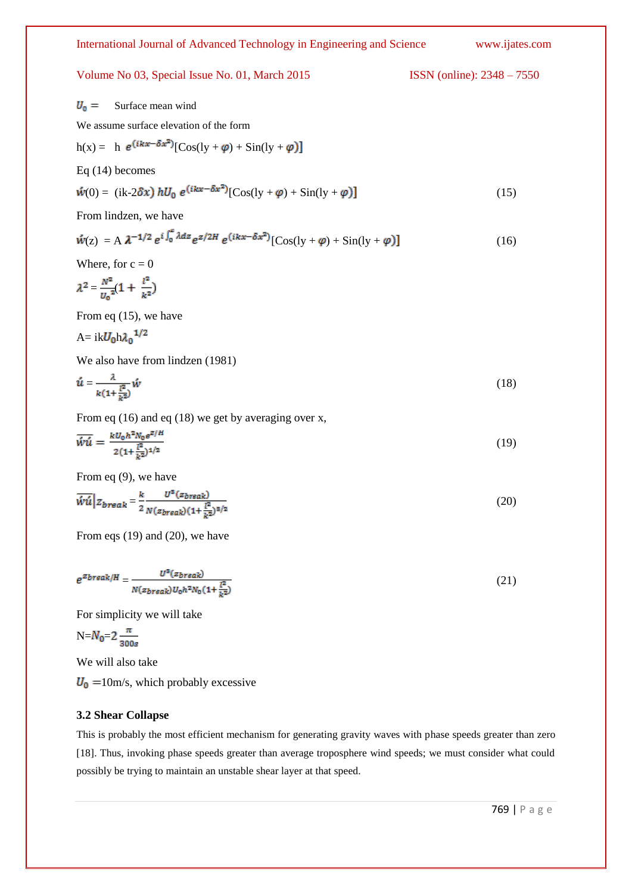$U_0 =$ Surface mean wind

We assume surface elevation of the form

$$h(x) = h\, e^{(ikx-\delta x^2)}[\mathrm{Cos}(ly+\varphi) + \mathrm{Sin}(ly+\varphi)]$$

Eq (14) becomes

$$\acute{w}(0) = (ik\text{-}2\delta x)\, hU_0\, e^{(ikx-\delta x^2)}[\mathrm{Cos}(ly+\varphi) + \mathrm{Sin}(ly+\varphi)] \tag{15}$$

From lindzen, we have

$$\acute{w}(z) = A\, \lambda^{-1/2}\, e^{i\int_0^z \lambda dz} e^{z/2H}\, e^{(ikx-\delta x^2)}[\mathrm{Cos}(ly+\varphi) + \mathrm{Sin}(ly+\varphi)] \tag{16}$$

Where, for c = 0

$$\lambda^2 = \frac{N^2}{U_0^{\,2}}\left(1+\frac{l^2}{k^2}\right)$$

From eq (15), we have

$$A = ikU_0 h\lambda_0^{\,1/2}$$

We also have from lindzen (1981)

$$\acute{u} = \frac{\lambda}{k\left(1+\frac{l^2}{k^2}\right)}\acute{w} \tag{18}$$

From eq (16) and eq (18) we get by averaging over x,

$$\overline{\acute{w}\acute{u}} = \frac{kU_0 h^2 N_0 e^{z/H}}{2\left(1+\frac{l^2}{k^2}\right)^{1/2}} \tag{19}$$

From eq (9), we have

$$\overline{\acute{w}\acute{u}}\Big|_{z_{break}} = \frac{k}{2}\frac{U^3(z_{break})}{N(z_{break})\left(1+\frac{l^2}{k^2}\right)^{3/2}} \tag{20}$$

From eqs (19) and (20), we have

$$e^{z_{break}/H} = \frac{U^3(z_{break})}{N(z_{break})U_0 h^2 N_0\left(1+\frac{l^2}{k^2}\right)} \tag{21}$$

For simplicity we will take

$$N = N_0 = 2\frac{\pi}{300s}$$

We will also take

$U_0 =$10m/s, which probably excessive

### 3.2 Shear Collapse

This is probably the most efficient mechanism for generating gravity waves with phase speeds greater than zero [18]. Thus, invoking phase speeds greater than average troposphere wind speeds; we must consider what could possibly be trying to maintain an unstable shear layer at that speed.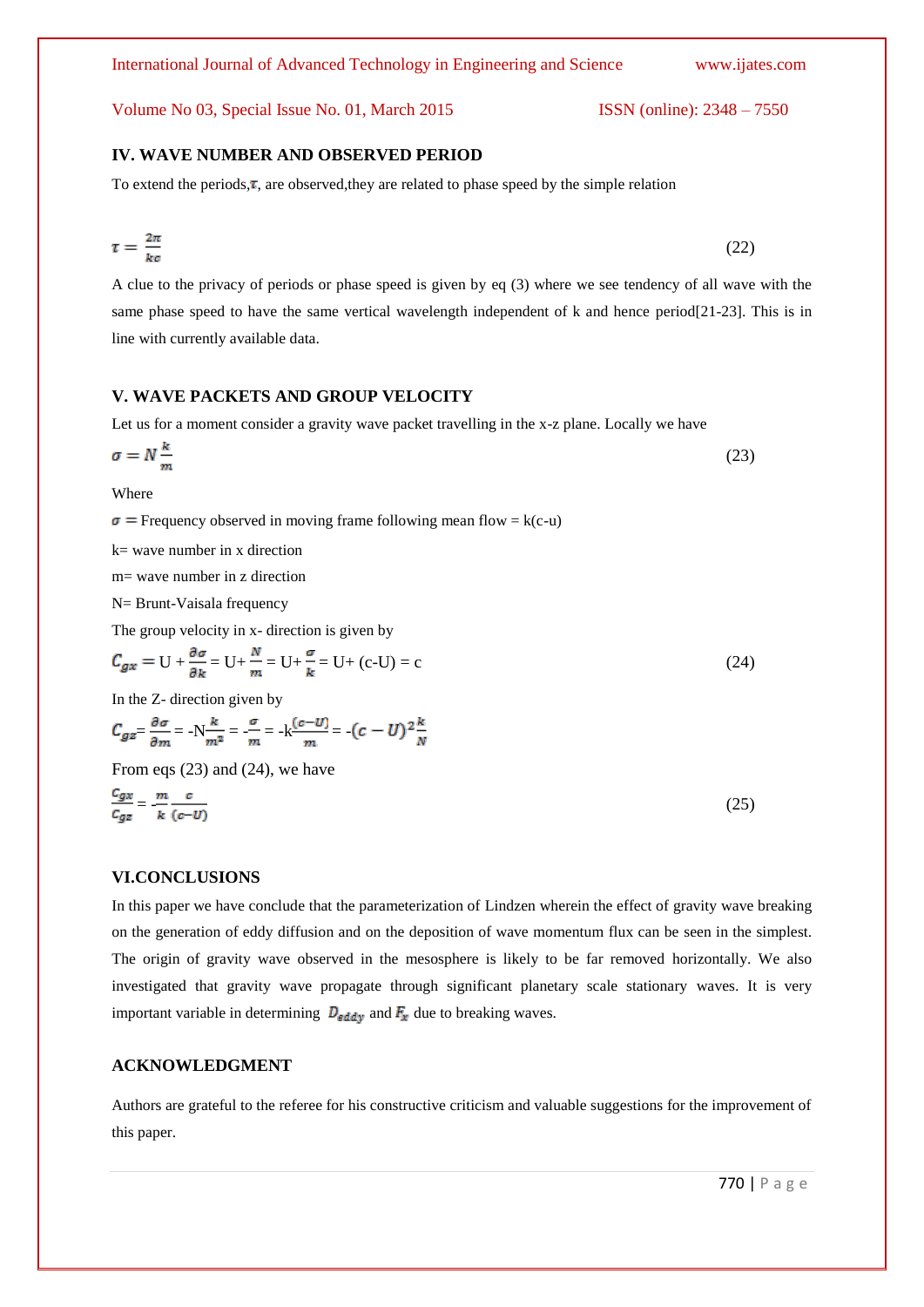## IV. WAVE NUMBER AND OBSERVED PERIOD

To extend the periods,$\tau$, are observed,they are related to phase speed by the simple relation

$$\tau = \frac{2\pi}{kc} \tag{22}$$

A clue to the privacy of periods or phase speed is given by eq (3) where we see tendency of all wave with the same phase speed to have the same vertical wavelength independent of k and hence period[21-23]. This is in line with currently available data.

## V. WAVE PACKETS AND GROUP VELOCITY

Let us for a moment consider a gravity wave packet travelling in the x-z plane. Locally we have

$$\sigma = N\frac{k}{m} \tag{23}$$

Where

$\sigma =$ Frequency observed in moving frame following mean flow = k(c-u)

k= wave number in x direction

m= wave number in z direction

N= Brunt-Vaisala frequency

The group velocity in x- direction is given by

$$C_{gx} = U + \frac{\partial \sigma}{\partial k} = U + \frac{N}{m} = U + \frac{\sigma}{k} = U + (c-U) = c \tag{24}$$

In the Z- direction given by

$$C_{gz} = \frac{\partial \sigma}{\partial m} = -N\frac{k}{m^2} = -\frac{\sigma}{m} = -k\frac{(c-U)}{m} = -(c-U)^2\frac{k}{N}$$

From eqs (23) and (24), we have

$$\frac{C_{gx}}{C_{gz}} = -\frac{m}{k}\frac{c}{(c-U)} \tag{25}$$

## VI.CONCLUSIONS

In this paper we have conclude that the parameterization of Lindzen wherein the effect of gravity wave breaking on the generation of eddy diffusion and on the deposition of wave momentum flux can be seen in the simplest. The origin of gravity wave observed in the mesosphere is likely to be far removed horizontally. We also investigated that gravity wave propagate through significant planetary scale stationary waves. It is very important variable in determining $D_{eddy}$ and $F_x$ due to breaking waves.

## ACKNOWLEDGMENT

Authors are grateful to the referee for his constructive criticism and valuable suggestions for the improvement of this paper.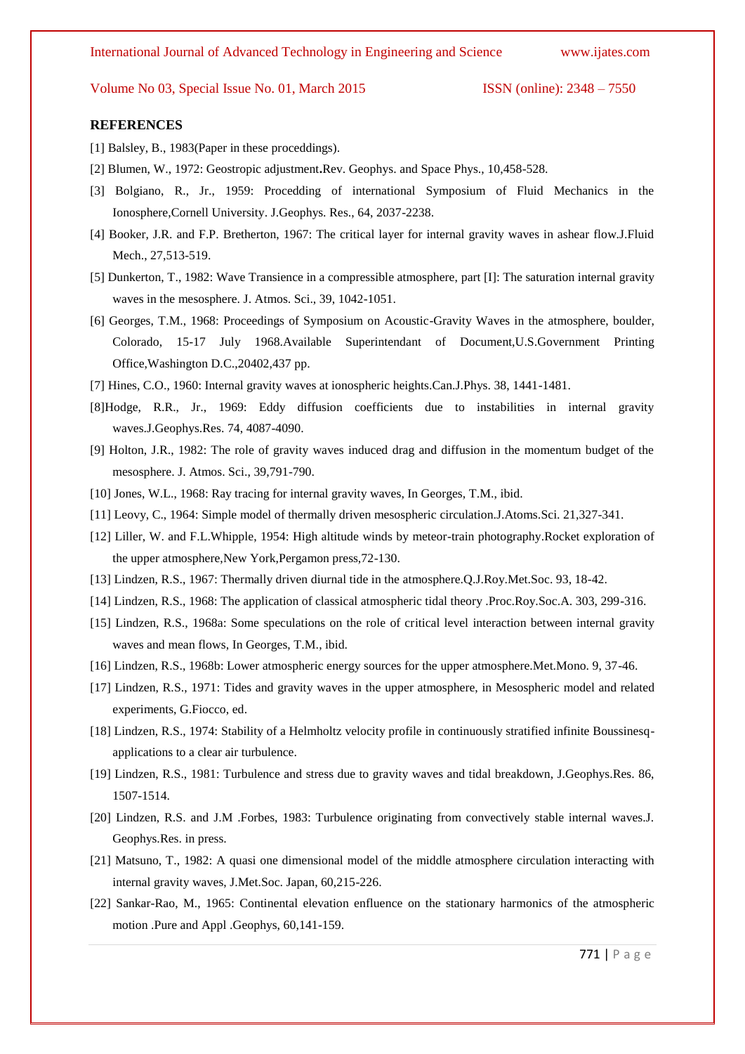## REFERENCES

[1] Balsley, B., 1983(Paper in these proceddings).

[2] Blumen, W., 1972: Geostropic adjustment**.**Rev. Geophys. and Space Phys., 10,458-528.

[3] Bolgiano, R., Jr., 1959: Procedding of international Symposium of Fluid Mechanics in the Ionosphere,Cornell University. J.Geophys. Res., 64, 2037-2238.

[4] Booker, J.R. and F.P. Bretherton, 1967: The critical layer for internal gravity waves in ashear flow.J.Fluid Mech., 27,513-519.

[5] Dunkerton, T., 1982: Wave Transience in a compressible atmosphere, part [I]: The saturation internal gravity waves in the mesosphere. J. Atmos. Sci., 39, 1042-1051.

[6] Georges, T.M., 1968: Proceedings of Symposium on Acoustic-Gravity Waves in the atmosphere, boulder, Colorado, 15-17 July 1968.Available Superintendant of Document,U.S.Government Printing Office,Washington D.C.,20402,437 pp.

[7] Hines, C.O., 1960: Internal gravity waves at ionospheric heights.Can.J.Phys. 38, 1441-1481.

[8]Hodge, R.R., Jr., 1969: Eddy diffusion coefficients due to instabilities in internal gravity waves.J.Geophys.Res. 74, 4087-4090.

[9] Holton, J.R., 1982: The role of gravity waves induced drag and diffusion in the momentum budget of the mesosphere. J. Atmos. Sci., 39,791-790.

[10] Jones, W.L., 1968: Ray tracing for internal gravity waves, In Georges, T.M., ibid.

[11] Leovy, C., 1964: Simple model of thermally driven mesospheric circulation.J.Atoms.Sci. 21,327-341.

[12] Liller, W. and F.L.Whipple, 1954: High altitude winds by meteor-train photography.Rocket exploration of the upper atmosphere,New York,Pergamon press,72-130.

[13] Lindzen, R.S., 1967: Thermally driven diurnal tide in the atmosphere.Q.J.Roy.Met.Soc. 93, 18-42.

[14] Lindzen, R.S., 1968: The application of classical atmospheric tidal theory .Proc.Roy.Soc.A. 303, 299-316.

[15] Lindzen, R.S., 1968a: Some speculations on the role of critical level interaction between internal gravity waves and mean flows, In Georges, T.M., ibid.

[16] Lindzen, R.S., 1968b: Lower atmospheric energy sources for the upper atmosphere.Met.Mono. 9, 37-46.

[17] Lindzen, R.S., 1971: Tides and gravity waves in the upper atmosphere, in Mesospheric model and related experiments, G.Fiocco, ed.

[18] Lindzen, R.S., 1974: Stability of a Helmholtz velocity profile in continuously stratified infinite Boussinesq-applications to a clear air turbulence.

[19] Lindzen, R.S., 1981: Turbulence and stress due to gravity waves and tidal breakdown, J.Geophys.Res. 86, 1507-1514.

[20] Lindzen, R.S. and J.M .Forbes, 1983: Turbulence originating from convectively stable internal waves.J. Geophys.Res. in press.

[21] Matsuno, T., 1982: A quasi one dimensional model of the middle atmosphere circulation interacting with internal gravity waves, J.Met.Soc. Japan, 60,215-226.

[22] Sankar-Rao, M., 1965: Continental elevation enfluence on the stationary harmonics of the atmospheric motion .Pure and Appl .Geophys, 60,141-159.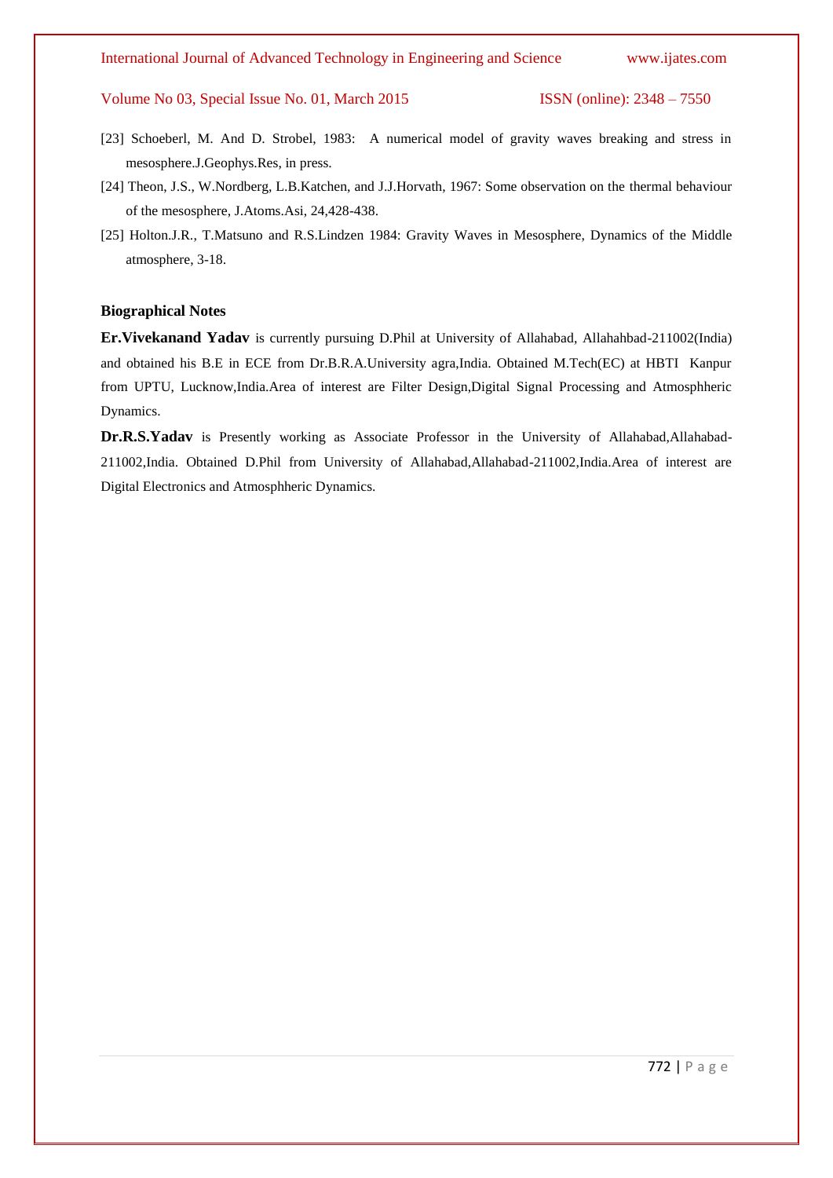[23] Schoeberl, M. And D. Strobel, 1983: A numerical model of gravity waves breaking and stress in mesosphere.J.Geophys.Res, in press.

[24] Theon, J.S., W.Nordberg, L.B.Katchen, and J.J.Horvath, 1967: Some observation on the thermal behaviour of the mesosphere, J.Atoms.Asi, 24,428-438.

[25] Holton.J.R., T.Matsuno and R.S.Lindzen 1984: Gravity Waves in Mesosphere, Dynamics of the Middle atmosphere, 3-18.

### Biographical Notes

**Er.Vivekanand Yadav** is currently pursuing D.Phil at University of Allahabad, Allahahbad-211002(India) and obtained his B.E in ECE from Dr.B.R.A.University agra,India. Obtained M.Tech(EC) at HBTI Kanpur from UPTU, Lucknow,India.Area of interest are Filter Design,Digital Signal Processing and Atmosphheric Dynamics.

**Dr.R.S.Yadav** is Presently working as Associate Professor in the University of Allahabad,Allahabad-211002,India. Obtained D.Phil from University of Allahabad,Allahabad-211002,India.Area of interest are Digital Electronics and Atmosphheric Dynamics.